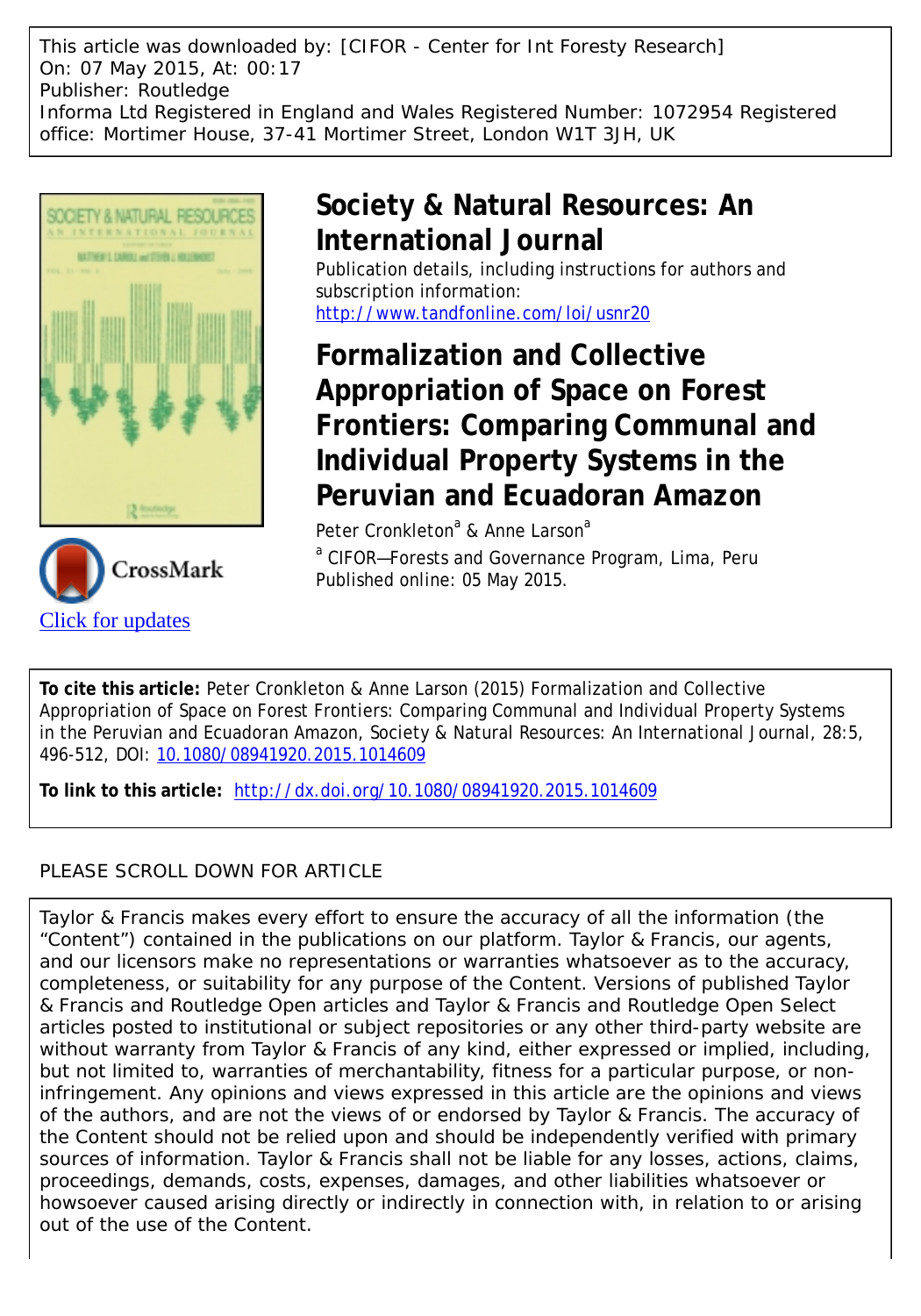This article was downloaded by: [CIFOR - Center for Int Foresty Research]
On: 07 May 2015, At: 00:17
Publisher: Routledge
Informa Ltd Registered in England and Wales Registered Number: 1072954 Registered office: Mortimer House, 37-41 Mortimer Street, London W1T 3JH, UK

# Society & Natural Resources: An International Journal

Publication details, including instructions for authors and subscription information:
http://www.tandfonline.com/loi/usnr20

# Formalization and Collective Appropriation of Space on Forest Frontiers: Comparing Communal and Individual Property Systems in the Peruvian and Ecuadoran Amazon

Peter Cronkleton[a] & Anne Larson[a]

[a] CIFOR—Forests and Governance Program, Lima, Peru

Published online: 05 May 2015.

Click for updates

**To cite this article:** Peter Cronkleton & Anne Larson (2015) Formalization and Collective Appropriation of Space on Forest Frontiers: Comparing Communal and Individual Property Systems in the Peruvian and Ecuadoran Amazon, Society & Natural Resources: An International Journal, 28:5, 496-512, DOI: 10.1080/08941920.2015.1014609

**To link to this article:** http://dx.doi.org/10.1080/08941920.2015.1014609

PLEASE SCROLL DOWN FOR ARTICLE

Taylor & Francis makes every effort to ensure the accuracy of all the information (the "Content") contained in the publications on our platform. Taylor & Francis, our agents, and our licensors make no representations or warranties whatsoever as to the accuracy, completeness, or suitability for any purpose of the Content. Versions of published Taylor & Francis and Routledge Open articles and Taylor & Francis and Routledge Open Select articles posted to institutional or subject repositories or any other third-party website are without warranty from Taylor & Francis of any kind, either expressed or implied, including, but not limited to, warranties of merchantability, fitness for a particular purpose, or non-infringement. Any opinions and views expressed in this article are the opinions and views of the authors, and are not the views of or endorsed by Taylor & Francis. The accuracy of the Content should not be relied upon and should be independently verified with primary sources of information. Taylor & Francis shall not be liable for any losses, actions, claims, proceedings, demands, costs, expenses, damages, and other liabilities whatsoever or howsoever caused arising directly or indirectly in connection with, in relation to or arising out of the use of the Content.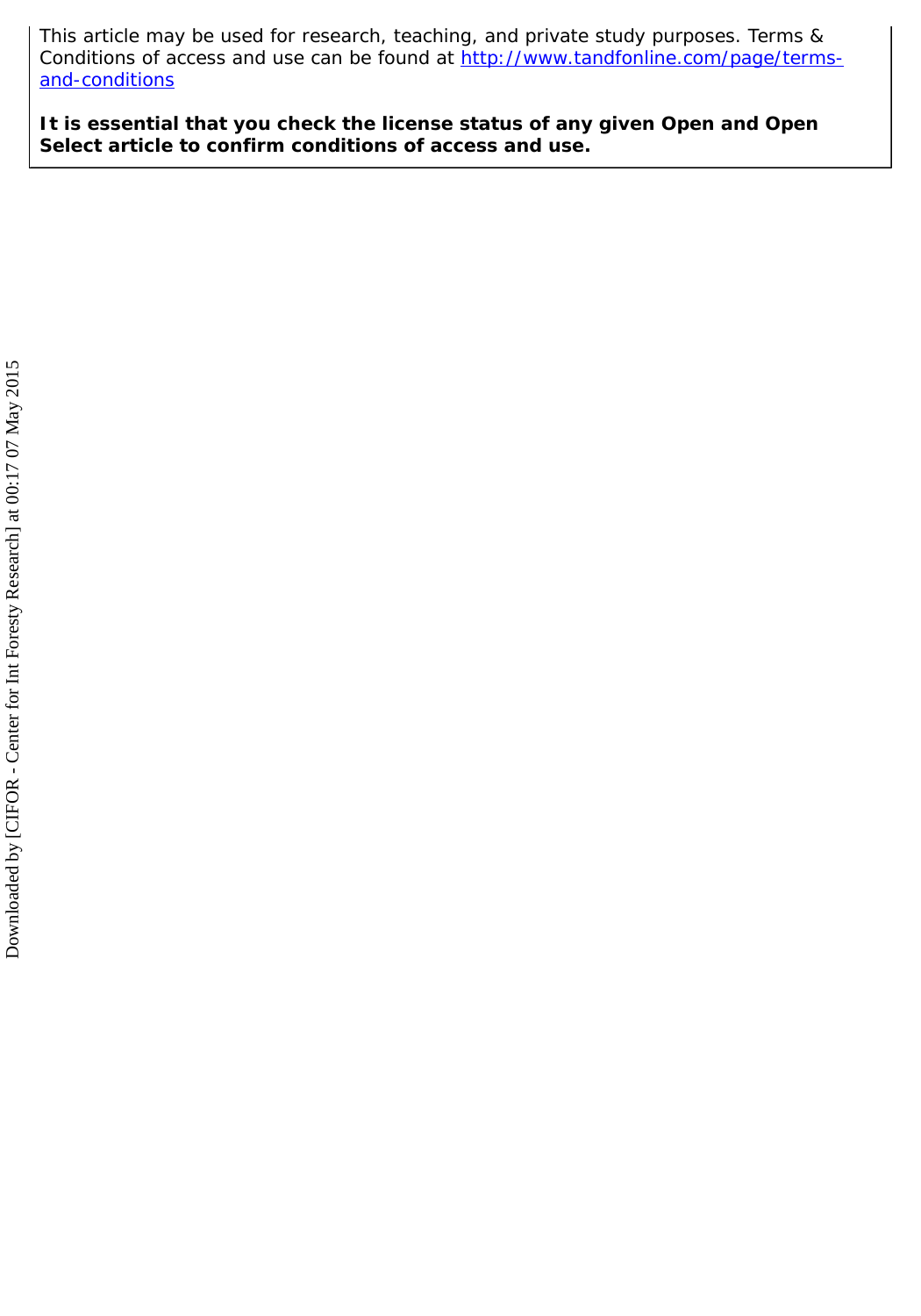This article may be used for research, teaching, and private study purposes. Terms & Conditions of access and use can be found at http://www.tandfonline.com/page/terms-and-conditions

**It is essential that you check the license status of any given Open and Open Select article to confirm conditions of access and use.**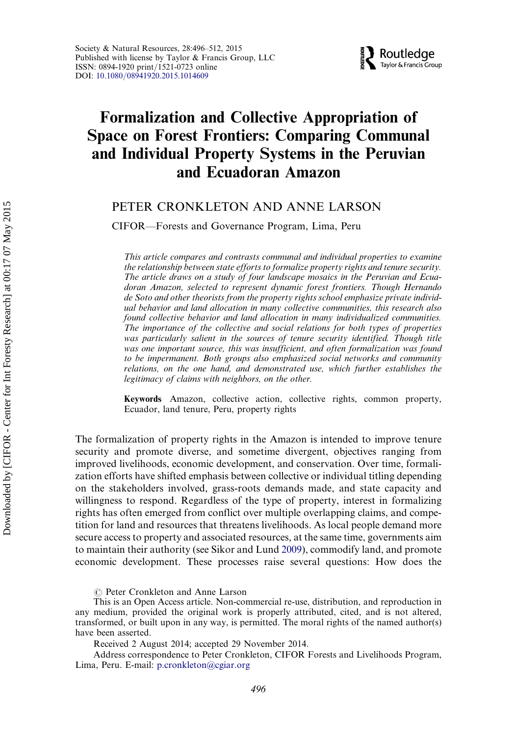# Formalization and Collective Appropriation of Space on Forest Frontiers: Comparing Communal and Individual Property Systems in the Peruvian and Ecuadoran Amazon

PETER CRONKLETON AND ANNE LARSON

CIFOR—Forests and Governance Program, Lima, Peru

*This article compares and contrasts communal and individual properties to examine the relationship between state efforts to formalize property rights and tenure security. The article draws on a study of four landscape mosaics in the Peruvian and Ecuadoran Amazon, selected to represent dynamic forest frontiers. Though Hernando de Soto and other theorists from the property rights school emphasize private individual behavior and land allocation in many collective communities, this research also found collective behavior and land allocation in many individualized communities. The importance of the collective and social relations for both types of properties was particularly salient in the sources of tenure security identified. Though title was one important source, this was insufficient, and often formalization was found to be impermanent. Both groups also emphasized social networks and community relations, on the one hand, and demonstrated use, which further establishes the legitimacy of claims with neighbors, on the other.*

**Keywords** Amazon, collective action, collective rights, common property, Ecuador, land tenure, Peru, property rights

The formalization of property rights in the Amazon is intended to improve tenure security and promote diverse, and sometime divergent, objectives ranging from improved livelihoods, economic development, and conservation. Over time, formalization efforts have shifted emphasis between collective or individual titling depending on the stakeholders involved, grass-roots demands made, and state capacity and willingness to respond. Regardless of the type of property, interest in formalizing rights has often emerged from conflict over multiple overlapping claims, and competition for land and resources that threatens livelihoods. As local people demand more secure access to property and associated resources, at the same time, governments aim to maintain their authority (see Sikor and Lund 2009), commodify land, and promote economic development. These processes raise several questions: How does the

© Peter Cronkleton and Anne Larson

This is an Open Access article. Non-commercial re-use, distribution, and reproduction in any medium, provided the original work is properly attributed, cited, and is not altered, transformed, or built upon in any way, is permitted. The moral rights of the named author(s) have been asserted.

Received 2 August 2014; accepted 29 November 2014.

Address correspondence to Peter Cronkleton, CIFOR Forests and Livelihoods Program, Lima, Peru. E-mail: p.cronkleton@cgiar.org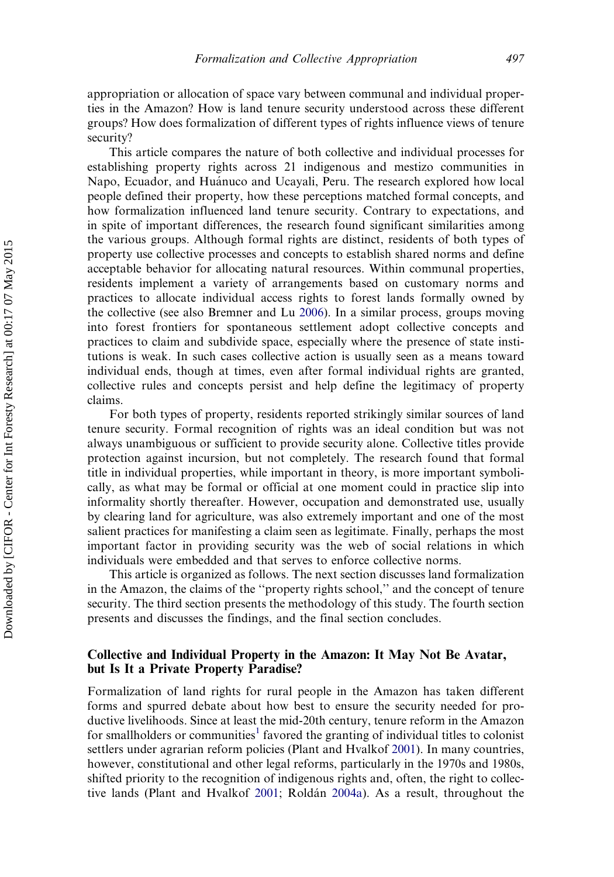appropriation or allocation of space vary between communal and individual properties in the Amazon? How is land tenure security understood across these different groups? How does formalization of different types of rights influence views of tenure security?

This article compares the nature of both collective and individual processes for establishing property rights across 21 indigenous and mestizo communities in Napo, Ecuador, and Huánuco and Ucayali, Peru. The research explored how local people defined their property, how these perceptions matched formal concepts, and how formalization influenced land tenure security. Contrary to expectations, and in spite of important differences, the research found significant similarities among the various groups. Although formal rights are distinct, residents of both types of property use collective processes and concepts to establish shared norms and define acceptable behavior for allocating natural resources. Within communal properties, residents implement a variety of arrangements based on customary norms and practices to allocate individual access rights to forest lands formally owned by the collective (see also Bremner and Lu 2006). In a similar process, groups moving into forest frontiers for spontaneous settlement adopt collective concepts and practices to claim and subdivide space, especially where the presence of state institutions is weak. In such cases collective action is usually seen as a means toward individual ends, though at times, even after formal individual rights are granted, collective rules and concepts persist and help define the legitimacy of property claims.

For both types of property, residents reported strikingly similar sources of land tenure security. Formal recognition of rights was an ideal condition but was not always unambiguous or sufficient to provide security alone. Collective titles provide protection against incursion, but not completely. The research found that formal title in individual properties, while important in theory, is more important symbolically, as what may be formal or official at one moment could in practice slip into informality shortly thereafter. However, occupation and demonstrated use, usually by clearing land for agriculture, was also extremely important and one of the most salient practices for manifesting a claim seen as legitimate. Finally, perhaps the most important factor in providing security was the web of social relations in which individuals were embedded and that serves to enforce collective norms.

This article is organized as follows. The next section discusses land formalization in the Amazon, the claims of the "property rights school," and the concept of tenure security. The third section presents the methodology of this study. The fourth section presents and discusses the findings, and the final section concludes.

## Collective and Individual Property in the Amazon: It May Not Be Avatar, but Is It a Private Property Paradise?

Formalization of land rights for rural people in the Amazon has taken different forms and spurred debate about how best to ensure the security needed for productive livelihoods. Since at least the mid-20th century, tenure reform in the Amazon for smallholders or communities[1] favored the granting of individual titles to colonist settlers under agrarian reform policies (Plant and Hvalkof 2001). In many countries, however, constitutional and other legal reforms, particularly in the 1970s and 1980s, shifted priority to the recognition of indigenous rights and, often, the right to collective lands (Plant and Hvalkof 2001; Roldán 2004a). As a result, throughout the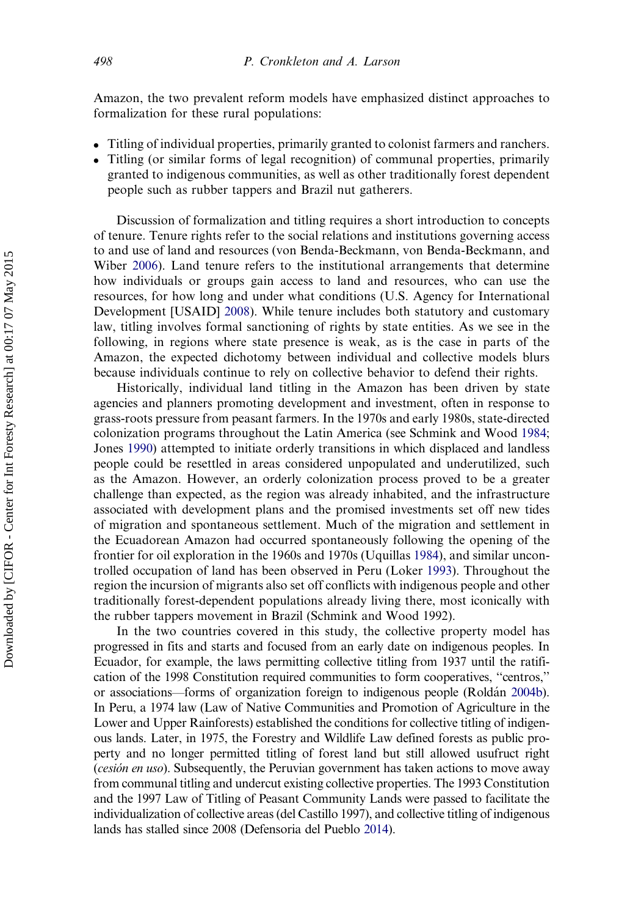Amazon, the two prevalent reform models have emphasized distinct approaches to formalization for these rural populations:

- Titling of individual properties, primarily granted to colonist farmers and ranchers.
- Titling (or similar forms of legal recognition) of communal properties, primarily granted to indigenous communities, as well as other traditionally forest dependent people such as rubber tappers and Brazil nut gatherers.

Discussion of formalization and titling requires a short introduction to concepts of tenure. Tenure rights refer to the social relations and institutions governing access to and use of land and resources (von Benda-Beckmann, von Benda-Beckmann, and Wiber 2006). Land tenure refers to the institutional arrangements that determine how individuals or groups gain access to land and resources, who can use the resources, for how long and under what conditions (U.S. Agency for International Development [USAID] 2008). While tenure includes both statutory and customary law, titling involves formal sanctioning of rights by state entities. As we see in the following, in regions where state presence is weak, as is the case in parts of the Amazon, the expected dichotomy between individual and collective models blurs because individuals continue to rely on collective behavior to defend their rights.

Historically, individual land titling in the Amazon has been driven by state agencies and planners promoting development and investment, often in response to grass-roots pressure from peasant farmers. In the 1970s and early 1980s, state-directed colonization programs throughout the Latin America (see Schmink and Wood 1984; Jones 1990) attempted to initiate orderly transitions in which displaced and landless people could be resettled in areas considered unpopulated and underutilized, such as the Amazon. However, an orderly colonization process proved to be a greater challenge than expected, as the region was already inhabited, and the infrastructure associated with development plans and the promised investments set off new tides of migration and spontaneous settlement. Much of the migration and settlement in the Ecuadorean Amazon had occurred spontaneously following the opening of the frontier for oil exploration in the 1960s and 1970s (Uquillas 1984), and similar uncontrolled occupation of land has been observed in Peru (Loker 1993). Throughout the region the incursion of migrants also set off conflicts with indigenous people and other traditionally forest-dependent populations already living there, most iconically with the rubber tappers movement in Brazil (Schmink and Wood 1992).

In the two countries covered in this study, the collective property model has progressed in fits and starts and focused from an early date on indigenous peoples. In Ecuador, for example, the laws permitting collective titling from 1937 until the ratification of the 1998 Constitution required communities to form cooperatives, "centros," or associations—forms of organization foreign to indigenous people (Roldán 2004b). In Peru, a 1974 law (Law of Native Communities and Promotion of Agriculture in the Lower and Upper Rainforests) established the conditions for collective titling of indigenous lands. Later, in 1975, the Forestry and Wildlife Law defined forests as public property and no longer permitted titling of forest land but still allowed usufruct right (*cesión en uso*). Subsequently, the Peruvian government has taken actions to move away from communal titling and undercut existing collective properties. The 1993 Constitution and the 1997 Law of Titling of Peasant Community Lands were passed to facilitate the individualization of collective areas (del Castillo 1997), and collective titling of indigenous lands has stalled since 2008 (Defensoria del Pueblo 2014).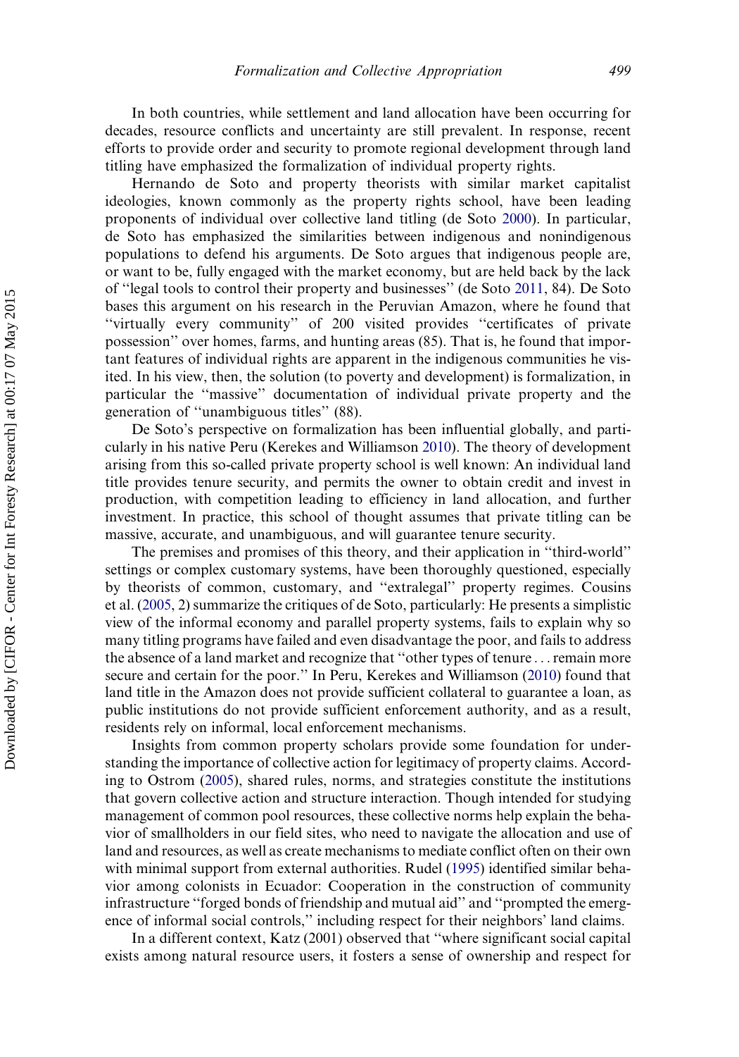In both countries, while settlement and land allocation have been occurring for decades, resource conflicts and uncertainty are still prevalent. In response, recent efforts to provide order and security to promote regional development through land titling have emphasized the formalization of individual property rights.

Hernando de Soto and property theorists with similar market capitalist ideologies, known commonly as the property rights school, have been leading proponents of individual over collective land titling (de Soto 2000). In particular, de Soto has emphasized the similarities between indigenous and nonindigenous populations to defend his arguments. De Soto argues that indigenous people are, or want to be, fully engaged with the market economy, but are held back by the lack of ''legal tools to control their property and businesses'' (de Soto 2011, 84). De Soto bases this argument on his research in the Peruvian Amazon, where he found that ''virtually every community'' of 200 visited provides ''certificates of private possession'' over homes, farms, and hunting areas (85). That is, he found that important features of individual rights are apparent in the indigenous communities he visited. In his view, then, the solution (to poverty and development) is formalization, in particular the ''massive'' documentation of individual private property and the generation of ''unambiguous titles'' (88).

De Soto's perspective on formalization has been influential globally, and particularly in his native Peru (Kerekes and Williamson 2010). The theory of development arising from this so-called private property school is well known: An individual land title provides tenure security, and permits the owner to obtain credit and invest in production, with competition leading to efficiency in land allocation, and further investment. In practice, this school of thought assumes that private titling can be massive, accurate, and unambiguous, and will guarantee tenure security.

The premises and promises of this theory, and their application in ''third-world'' settings or complex customary systems, have been thoroughly questioned, especially by theorists of common, customary, and ''extralegal'' property regimes. Cousins et al. (2005, 2) summarize the critiques of de Soto, particularly: He presents a simplistic view of the informal economy and parallel property systems, fails to explain why so many titling programs have failed and even disadvantage the poor, and fails to address the absence of a land market and recognize that ''other types of tenure . . . remain more secure and certain for the poor.'' In Peru, Kerekes and Williamson (2010) found that land title in the Amazon does not provide sufficient collateral to guarantee a loan, as public institutions do not provide sufficient enforcement authority, and as a result, residents rely on informal, local enforcement mechanisms.

Insights from common property scholars provide some foundation for understanding the importance of collective action for legitimacy of property claims. According to Ostrom (2005), shared rules, norms, and strategies constitute the institutions that govern collective action and structure interaction. Though intended for studying management of common pool resources, these collective norms help explain the behavior of smallholders in our field sites, who need to navigate the allocation and use of land and resources, as well as create mechanisms to mediate conflict often on their own with minimal support from external authorities. Rudel (1995) identified similar behavior among colonists in Ecuador: Cooperation in the construction of community infrastructure ''forged bonds of friendship and mutual aid'' and ''prompted the emergence of informal social controls,'' including respect for their neighbors' land claims.

In a different context, Katz (2001) observed that ''where significant social capital exists among natural resource users, it fosters a sense of ownership and respect for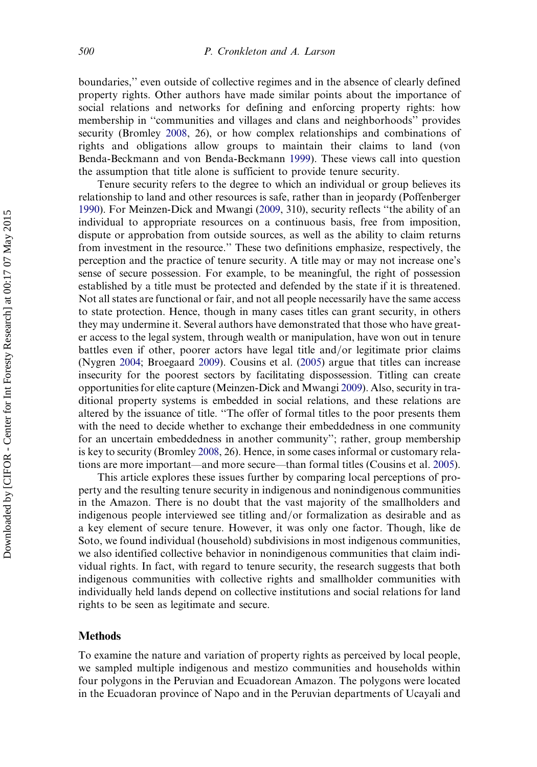boundaries,'' even outside of collective regimes and in the absence of clearly defined property rights. Other authors have made similar points about the importance of social relations and networks for defining and enforcing property rights: how membership in ''communities and villages and clans and neighborhoods'' provides security (Bromley 2008, 26), or how complex relationships and combinations of rights and obligations allow groups to maintain their claims to land (von Benda-Beckmann and von Benda-Beckmann 1999). These views call into question the assumption that title alone is sufficient to provide tenure security.

Tenure security refers to the degree to which an individual or group believes its relationship to land and other resources is safe, rather than in jeopardy (Poffenberger 1990). For Meinzen-Dick and Mwangi (2009, 310), security reflects ''the ability of an individual to appropriate resources on a continuous basis, free from imposition, dispute or approbation from outside sources, as well as the ability to claim returns from investment in the resource.'' These two definitions emphasize, respectively, the perception and the practice of tenure security. A title may or may not increase one's sense of secure possession. For example, to be meaningful, the right of possession established by a title must be protected and defended by the state if it is threatened. Not all states are functional or fair, and not all people necessarily have the same access to state protection. Hence, though in many cases titles can grant security, in others they may undermine it. Several authors have demonstrated that those who have greater access to the legal system, through wealth or manipulation, have won out in tenure battles even if other, poorer actors have legal title and/or legitimate prior claims (Nygren 2004; Broegaard 2009). Cousins et al. (2005) argue that titles can increase insecurity for the poorest sectors by facilitating dispossession. Titling can create opportunities for elite capture (Meinzen-Dick and Mwangi 2009). Also, security in traditional property systems is embedded in social relations, and these relations are altered by the issuance of title. ''The offer of formal titles to the poor presents them with the need to decide whether to exchange their embeddedness in one community for an uncertain embeddedness in another community''; rather, group membership is key to security (Bromley 2008, 26). Hence, in some cases informal or customary relations are more important—and more secure—than formal titles (Cousins et al. 2005).

This article explores these issues further by comparing local perceptions of property and the resulting tenure security in indigenous and nonindigenous communities in the Amazon. There is no doubt that the vast majority of the smallholders and indigenous people interviewed see titling and/or formalization as desirable and as a key element of secure tenure. However, it was only one factor. Though, like de Soto, we found individual (household) subdivisions in most indigenous communities, we also identified collective behavior in nonindigenous communities that claim individual rights. In fact, with regard to tenure security, the research suggests that both indigenous communities with collective rights and smallholder communities with individually held lands depend on collective institutions and social relations for land rights to be seen as legitimate and secure.

## Methods

To examine the nature and variation of property rights as perceived by local people, we sampled multiple indigenous and mestizo communities and households within four polygons in the Peruvian and Ecuadorean Amazon. The polygons were located in the Ecuadoran province of Napo and in the Peruvian departments of Ucayali and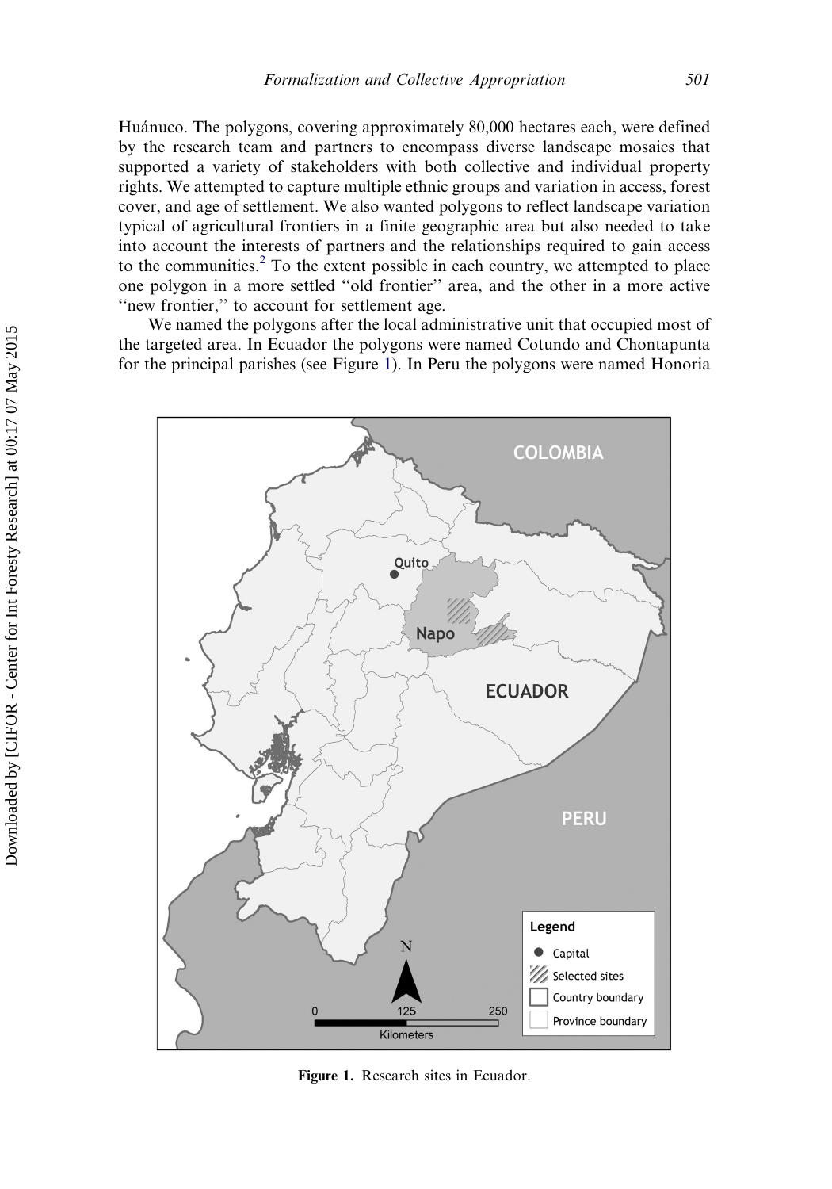Huánuco. The polygons, covering approximately 80,000 hectares each, were defined by the research team and partners to encompass diverse landscape mosaics that supported a variety of stakeholders with both collective and individual property rights. We attempted to capture multiple ethnic groups and variation in access, forest cover, and age of settlement. We also wanted polygons to reflect landscape variation typical of agricultural frontiers in a finite geographic area but also needed to take into account the interests of partners and the relationships required to gain access to the communities.[2] To the extent possible in each country, we attempted to place one polygon in a more settled "old frontier" area, and the other in a more active "new frontier," to account for settlement age.

We named the polygons after the local administrative unit that occupied most of the targeted area. In Ecuador the polygons were named Cotundo and Chontapunta for the principal parishes (see Figure 1). In Peru the polygons were named Honoria

**Figure 1.** Research sites in Ecuador.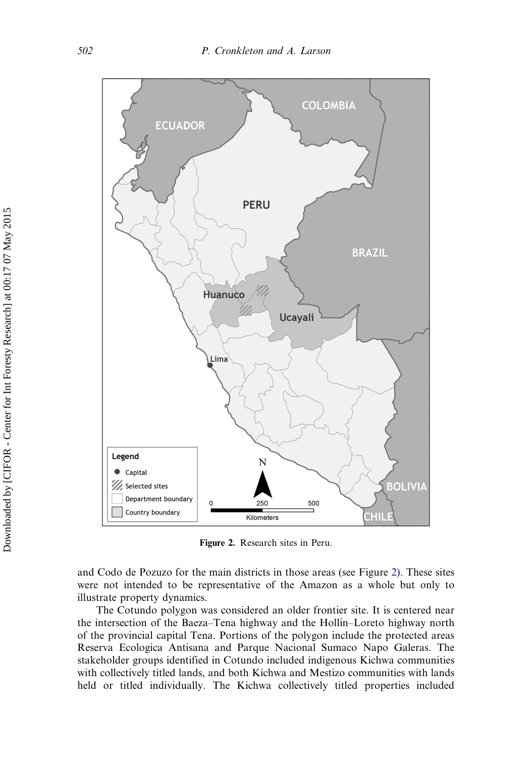Figure 2. Research sites in Peru.

and Codo de Pozuzo for the main districts in those areas (see Figure 2). These sites were not intended to be representative of the Amazon as a whole but only to illustrate property dynamics.

The Cotundo polygon was considered an older frontier site. It is centered near the intersection of the Baeza–Tena highway and the Hollín–Loreto highway north of the provincial capital Tena. Portions of the polygon include the protected areas Reserva Ecologica Antisana and Parque Nacional Sumaco Napo Galeras. The stakeholder groups identified in Cotundo included indigenous Kichwa communities with collectively titled lands, and both Kichwa and Mestizo communities with lands held or titled individually. The Kichwa collectively titled properties included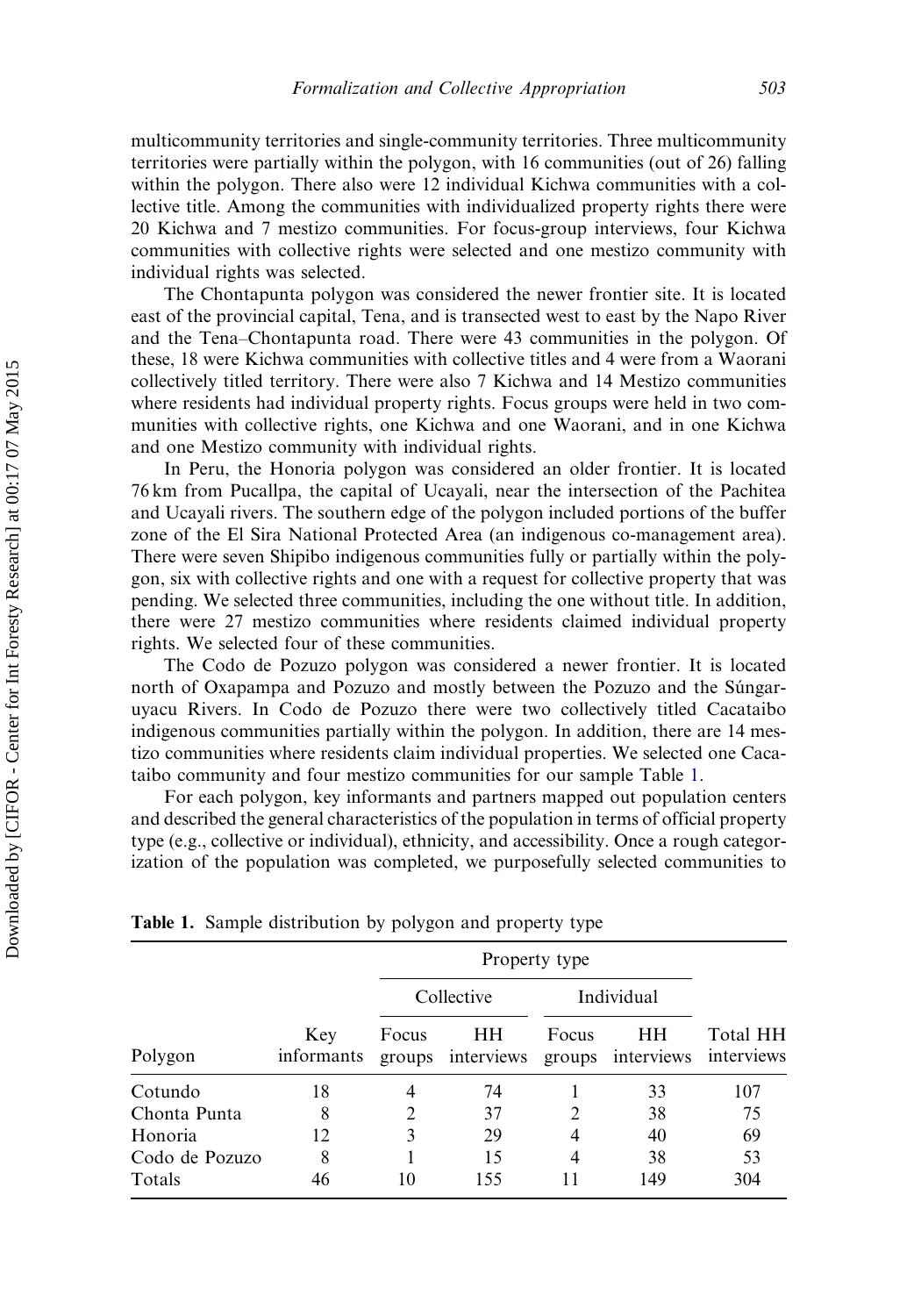multicommunity territories and single-community territories. Three multicommunity territories were partially within the polygon, with 16 communities (out of 26) falling within the polygon. There also were 12 individual Kichwa communities with a collective title. Among the communities with individualized property rights there were 20 Kichwa and 7 mestizo communities. For focus-group interviews, four Kichwa communities with collective rights were selected and one mestizo community with individual rights was selected.

The Chontapunta polygon was considered the newer frontier site. It is located east of the provincial capital, Tena, and is transected west to east by the Napo River and the Tena–Chontapunta road. There were 43 communities in the polygon. Of these, 18 were Kichwa communities with collective titles and 4 were from a Waorani collectively titled territory. There were also 7 Kichwa and 14 Mestizo communities where residents had individual property rights. Focus groups were held in two communities with collective rights, one Kichwa and one Waorani, and in one Kichwa and one Mestizo community with individual rights.

In Peru, the Honoria polygon was considered an older frontier. It is located 76 km from Pucallpa, the capital of Ucayali, near the intersection of the Pachitea and Ucayali rivers. The southern edge of the polygon included portions of the buffer zone of the El Sira National Protected Area (an indigenous co-management area). There were seven Shipibo indigenous communities fully or partially within the polygon, six with collective rights and one with a request for collective property that was pending. We selected three communities, including the one without title. In addition, there were 27 mestizo communities where residents claimed individual property rights. We selected four of these communities.

The Codo de Pozuzo polygon was considered a newer frontier. It is located north of Oxapampa and Pozuzo and mostly between the Pozuzo and the Súngaruyacu Rivers. In Codo de Pozuzo there were two collectively titled Cacataibo indigenous communities partially within the polygon. In addition, there are 14 mestizo communities where residents claim individual properties. We selected one Cacataibo community and four mestizo communities for our sample Table 1.

For each polygon, key informants and partners mapped out population centers and described the general characteristics of the population in terms of official property type (e.g., collective or individual), ethnicity, and accessibility. Once a rough categorization of the population was completed, we purposefully selected communities to

**Table 1.** Sample distribution by polygon and property type

| | | Property type | | | | |
|---|---|---|---|---|---|---|
| | | Collective | | Individual | | |
| Polygon | Key informants | Focus groups | HH interviews | Focus groups | HH interviews | Total HH interviews |
| Cotundo | 18 | 4 | 74 | 1 | 33 | 107 |
| Chonta Punta | 8 | 2 | 37 | 2 | 38 | 75 |
| Honoria | 12 | 3 | 29 | 4 | 40 | 69 |
| Codo de Pozuzo | 8 | 1 | 15 | 4 | 38 | 53 |
| Totals | 46 | 10 | 155 | 11 | 149 | 304 |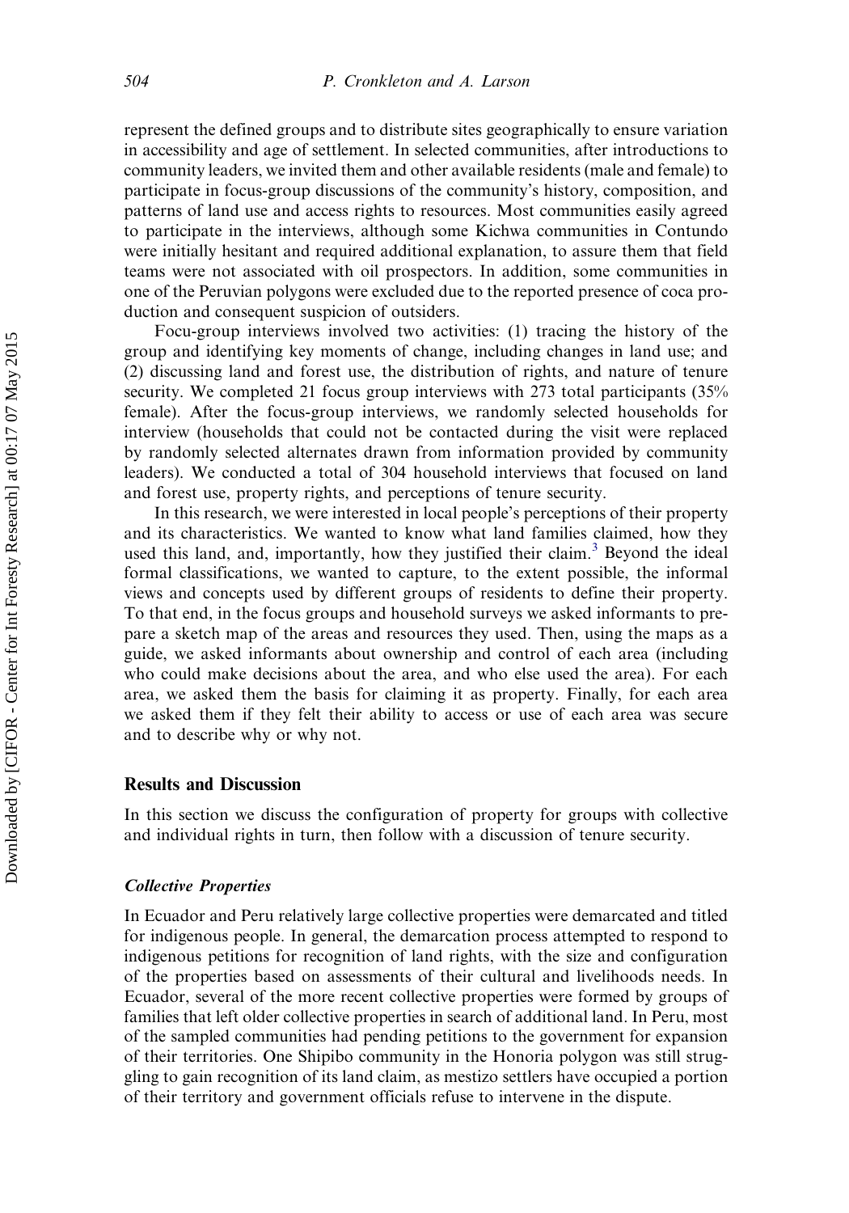represent the defined groups and to distribute sites geographically to ensure variation in accessibility and age of settlement. In selected communities, after introductions to community leaders, we invited them and other available residents (male and female) to participate in focus-group discussions of the community's history, composition, and patterns of land use and access rights to resources. Most communities easily agreed to participate in the interviews, although some Kichwa communities in Contundo were initially hesitant and required additional explanation, to assure them that field teams were not associated with oil prospectors. In addition, some communities in one of the Peruvian polygons were excluded due to the reported presence of coca production and consequent suspicion of outsiders.

Focu-group interviews involved two activities: (1) tracing the history of the group and identifying key moments of change, including changes in land use; and (2) discussing land and forest use, the distribution of rights, and nature of tenure security. We completed 21 focus group interviews with 273 total participants (35% female). After the focus-group interviews, we randomly selected households for interview (households that could not be contacted during the visit were replaced by randomly selected alternates drawn from information provided by community leaders). We conducted a total of 304 household interviews that focused on land and forest use, property rights, and perceptions of tenure security.

In this research, we were interested in local people's perceptions of their property and its characteristics. We wanted to know what land families claimed, how they used this land, and, importantly, how they justified their claim.[3] Beyond the ideal formal classifications, we wanted to capture, to the extent possible, the informal views and concepts used by different groups of residents to define their property. To that end, in the focus groups and household surveys we asked informants to prepare a sketch map of the areas and resources they used. Then, using the maps as a guide, we asked informants about ownership and control of each area (including who could make decisions about the area, and who else used the area). For each area, we asked them the basis for claiming it as property. Finally, for each area we asked them if they felt their ability to access or use of each area was secure and to describe why or why not.

## Results and Discussion

In this section we discuss the configuration of property for groups with collective and individual rights in turn, then follow with a discussion of tenure security.

### *Collective Properties*

In Ecuador and Peru relatively large collective properties were demarcated and titled for indigenous people. In general, the demarcation process attempted to respond to indigenous petitions for recognition of land rights, with the size and configuration of the properties based on assessments of their cultural and livelihoods needs. In Ecuador, several of the more recent collective properties were formed by groups of families that left older collective properties in search of additional land. In Peru, most of the sampled communities had pending petitions to the government for expansion of their territories. One Shipibo community in the Honoria polygon was still struggling to gain recognition of its land claim, as mestizo settlers have occupied a portion of their territory and government officials refuse to intervene in the dispute.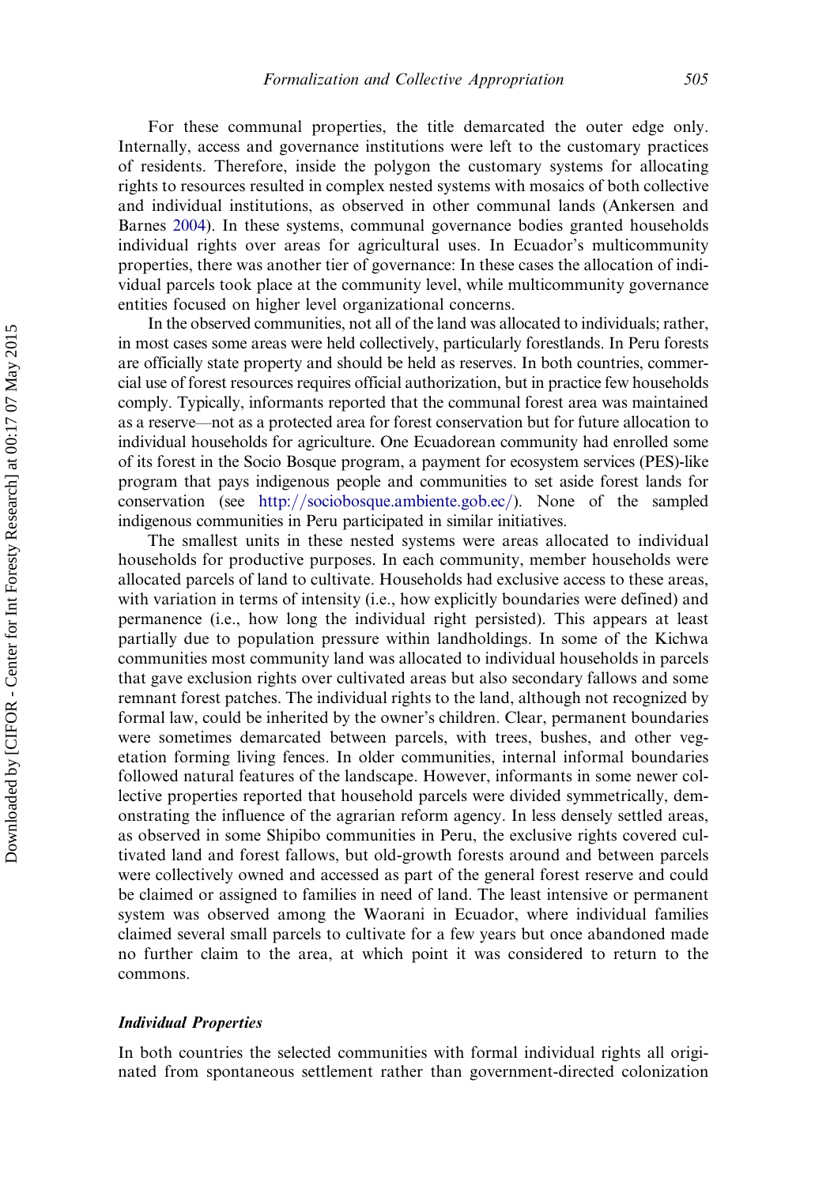For these communal properties, the title demarcated the outer edge only. Internally, access and governance institutions were left to the customary practices of residents. Therefore, inside the polygon the customary systems for allocating rights to resources resulted in complex nested systems with mosaics of both collective and individual institutions, as observed in other communal lands (Ankersen and Barnes 2004). In these systems, communal governance bodies granted households individual rights over areas for agricultural uses. In Ecuador's multicommunity properties, there was another tier of governance: In these cases the allocation of individual parcels took place at the community level, while multicommunity governance entities focused on higher level organizational concerns.

In the observed communities, not all of the land was allocated to individuals; rather, in most cases some areas were held collectively, particularly forestlands. In Peru forests are officially state property and should be held as reserves. In both countries, commercial use of forest resources requires official authorization, but in practice few households comply. Typically, informants reported that the communal forest area was maintained as a reserve—not as a protected area for forest conservation but for future allocation to individual households for agriculture. One Ecuadorean community had enrolled some of its forest in the Socio Bosque program, a payment for ecosystem services (PES)-like program that pays indigenous people and communities to set aside forest lands for conservation (see http://sociobosque.ambiente.gob.ec/). None of the sampled indigenous communities in Peru participated in similar initiatives.

The smallest units in these nested systems were areas allocated to individual households for productive purposes. In each community, member households were allocated parcels of land to cultivate. Households had exclusive access to these areas, with variation in terms of intensity (i.e., how explicitly boundaries were defined) and permanence (i.e., how long the individual right persisted). This appears at least partially due to population pressure within landholdings. In some of the Kichwa communities most community land was allocated to individual households in parcels that gave exclusion rights over cultivated areas but also secondary fallows and some remnant forest patches. The individual rights to the land, although not recognized by formal law, could be inherited by the owner's children. Clear, permanent boundaries were sometimes demarcated between parcels, with trees, bushes, and other vegetation forming living fences. In older communities, internal informal boundaries followed natural features of the landscape. However, informants in some newer collective properties reported that household parcels were divided symmetrically, demonstrating the influence of the agrarian reform agency. In less densely settled areas, as observed in some Shipibo communities in Peru, the exclusive rights covered cultivated land and forest fallows, but old-growth forests around and between parcels were collectively owned and accessed as part of the general forest reserve and could be claimed or assigned to families in need of land. The least intensive or permanent system was observed among the Waorani in Ecuador, where individual families claimed several small parcels to cultivate for a few years but once abandoned made no further claim to the area, at which point it was considered to return to the commons.

### *Individual Properties*

In both countries the selected communities with formal individual rights all originated from spontaneous settlement rather than government-directed colonization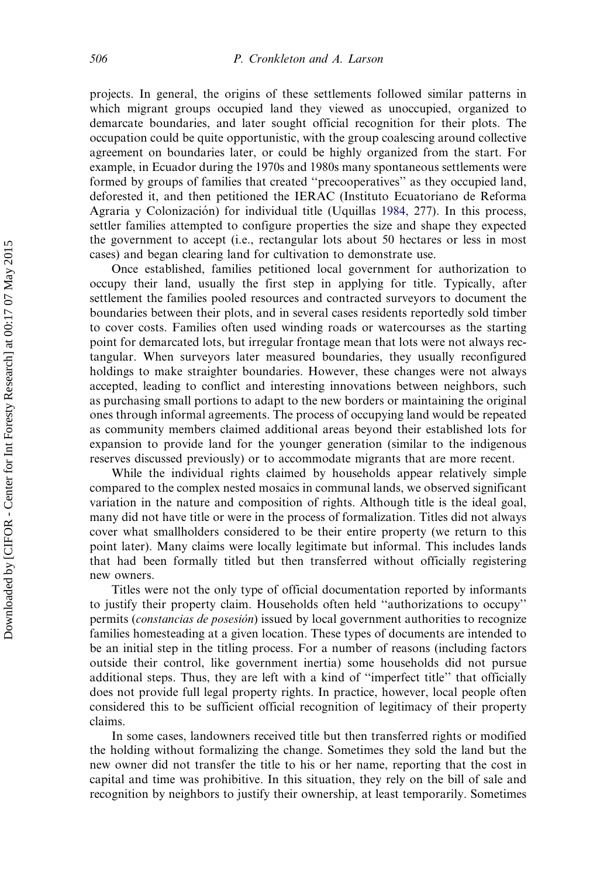projects. In general, the origins of these settlements followed similar patterns in which migrant groups occupied land they viewed as unoccupied, organized to demarcate boundaries, and later sought official recognition for their plots. The occupation could be quite opportunistic, with the group coalescing around collective agreement on boundaries later, or could be highly organized from the start. For example, in Ecuador during the 1970s and 1980s many spontaneous settlements were formed by groups of families that created ''precooperatives'' as they occupied land, deforested it, and then petitioned the IERAC (Instituto Ecuatoriano de Reforma Agraria y Colonización) for individual title (Uquillas 1984, 277). In this process, settler families attempted to configure properties the size and shape they expected the government to accept (i.e., rectangular lots about 50 hectares or less in most cases) and began clearing land for cultivation to demonstrate use.

Once established, families petitioned local government for authorization to occupy their land, usually the first step in applying for title. Typically, after settlement the families pooled resources and contracted surveyors to document the boundaries between their plots, and in several cases residents reportedly sold timber to cover costs. Families often used winding roads or watercourses as the starting point for demarcated lots, but irregular frontage mean that lots were not always rectangular. When surveyors later measured boundaries, they usually reconfigured holdings to make straighter boundaries. However, these changes were not always accepted, leading to conflict and interesting innovations between neighbors, such as purchasing small portions to adapt to the new borders or maintaining the original ones through informal agreements. The process of occupying land would be repeated as community members claimed additional areas beyond their established lots for expansion to provide land for the younger generation (similar to the indigenous reserves discussed previously) or to accommodate migrants that are more recent.

While the individual rights claimed by households appear relatively simple compared to the complex nested mosaics in communal lands, we observed significant variation in the nature and composition of rights. Although title is the ideal goal, many did not have title or were in the process of formalization. Titles did not always cover what smallholders considered to be their entire property (we return to this point later). Many claims were locally legitimate but informal. This includes lands that had been formally titled but then transferred without officially registering new owners.

Titles were not the only type of official documentation reported by informants to justify their property claim. Households often held ''authorizations to occupy'' permits (*constancias de posesión*) issued by local government authorities to recognize families homesteading at a given location. These types of documents are intended to be an initial step in the titling process. For a number of reasons (including factors outside their control, like government inertia) some households did not pursue additional steps. Thus, they are left with a kind of ''imperfect title'' that officially does not provide full legal property rights. In practice, however, local people often considered this to be sufficient official recognition of legitimacy of their property claims.

In some cases, landowners received title but then transferred rights or modified the holding without formalizing the change. Sometimes they sold the land but the new owner did not transfer the title to his or her name, reporting that the cost in capital and time was prohibitive. In this situation, they rely on the bill of sale and recognition by neighbors to justify their ownership, at least temporarily. Sometimes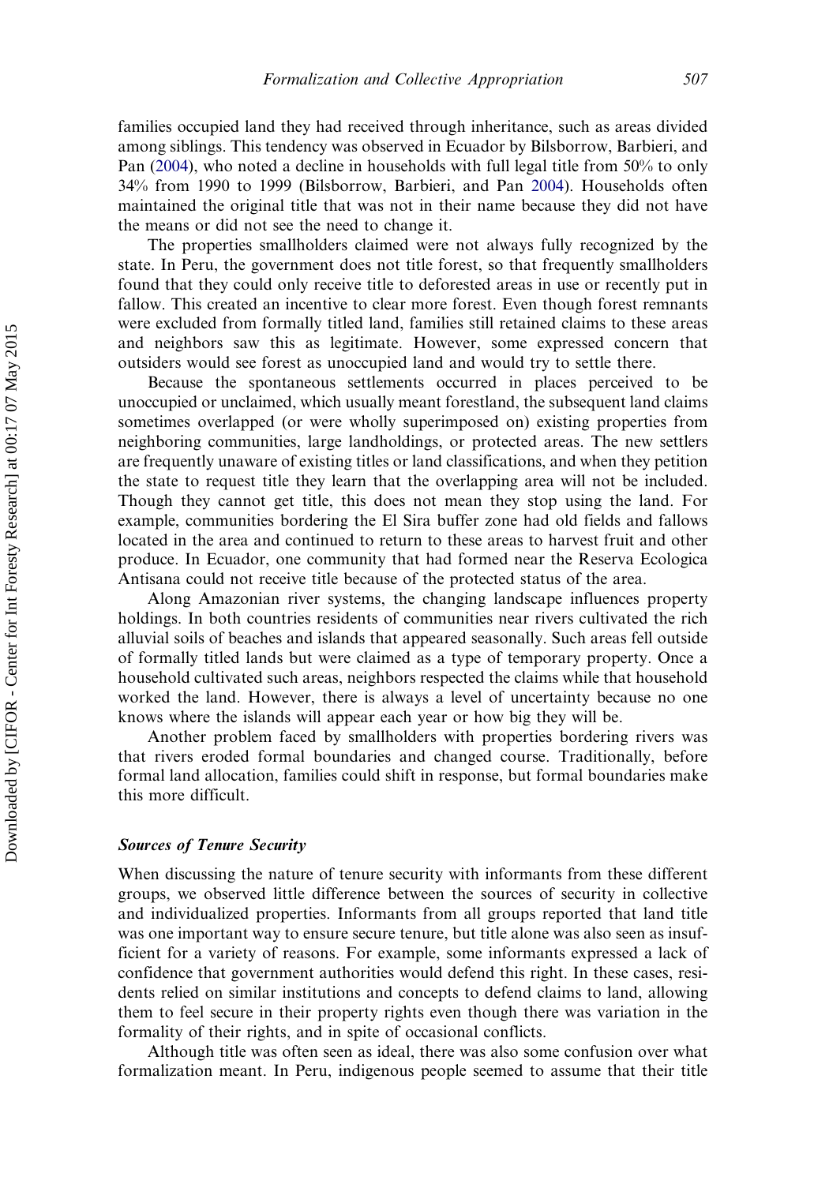families occupied land they had received through inheritance, such as areas divided among siblings. This tendency was observed in Ecuador by Bilsborrow, Barbieri, and Pan (2004), who noted a decline in households with full legal title from 50% to only 34% from 1990 to 1999 (Bilsborrow, Barbieri, and Pan 2004). Households often maintained the original title that was not in their name because they did not have the means or did not see the need to change it.

The properties smallholders claimed were not always fully recognized by the state. In Peru, the government does not title forest, so that frequently smallholders found that they could only receive title to deforested areas in use or recently put in fallow. This created an incentive to clear more forest. Even though forest remnants were excluded from formally titled land, families still retained claims to these areas and neighbors saw this as legitimate. However, some expressed concern that outsiders would see forest as unoccupied land and would try to settle there.

Because the spontaneous settlements occurred in places perceived to be unoccupied or unclaimed, which usually meant forestland, the subsequent land claims sometimes overlapped (or were wholly superimposed on) existing properties from neighboring communities, large landholdings, or protected areas. The new settlers are frequently unaware of existing titles or land classifications, and when they petition the state to request title they learn that the overlapping area will not be included. Though they cannot get title, this does not mean they stop using the land. For example, communities bordering the El Sira buffer zone had old fields and fallows located in the area and continued to return to these areas to harvest fruit and other produce. In Ecuador, one community that had formed near the Reserva Ecologica Antisana could not receive title because of the protected status of the area.

Along Amazonian river systems, the changing landscape influences property holdings. In both countries residents of communities near rivers cultivated the rich alluvial soils of beaches and islands that appeared seasonally. Such areas fell outside of formally titled lands but were claimed as a type of temporary property. Once a household cultivated such areas, neighbors respected the claims while that household worked the land. However, there is always a level of uncertainty because no one knows where the islands will appear each year or how big they will be.

Another problem faced by smallholders with properties bordering rivers was that rivers eroded formal boundaries and changed course. Traditionally, before formal land allocation, families could shift in response, but formal boundaries make this more difficult.

### *Sources of Tenure Security*

When discussing the nature of tenure security with informants from these different groups, we observed little difference between the sources of security in collective and individualized properties. Informants from all groups reported that land title was one important way to ensure secure tenure, but title alone was also seen as insufficient for a variety of reasons. For example, some informants expressed a lack of confidence that government authorities would defend this right. In these cases, residents relied on similar institutions and concepts to defend claims to land, allowing them to feel secure in their property rights even though there was variation in the formality of their rights, and in spite of occasional conflicts.

Although title was often seen as ideal, there was also some confusion over what formalization meant. In Peru, indigenous people seemed to assume that their title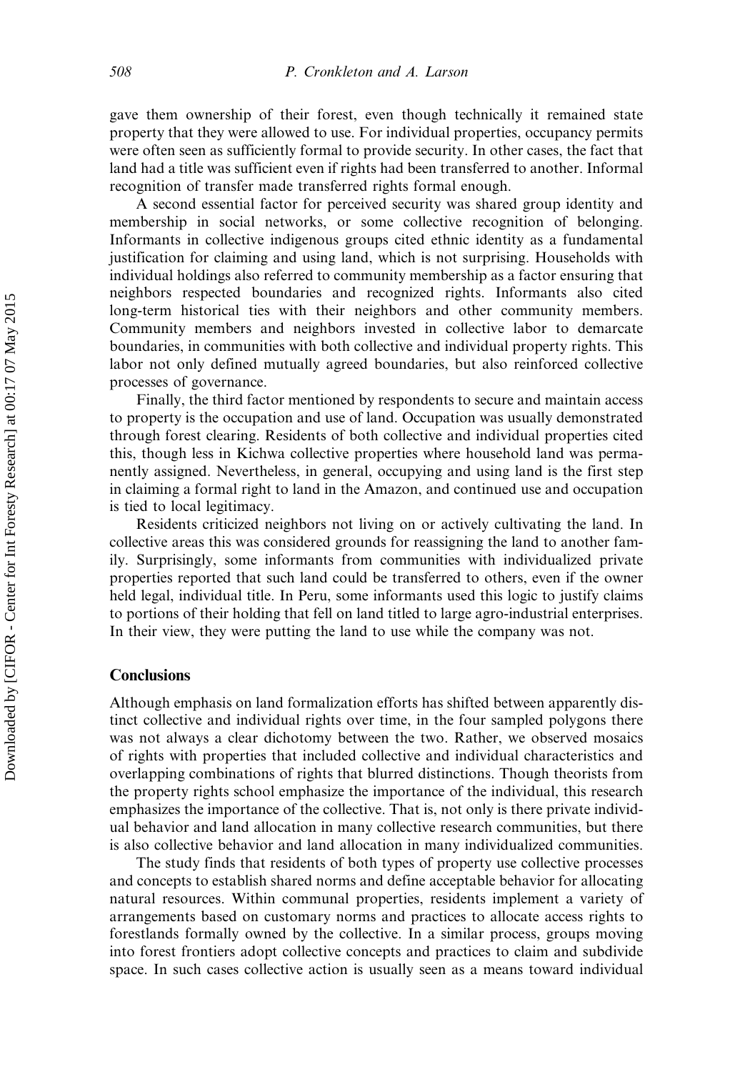gave them ownership of their forest, even though technically it remained state property that they were allowed to use. For individual properties, occupancy permits were often seen as sufficiently formal to provide security. In other cases, the fact that land had a title was sufficient even if rights had been transferred to another. Informal recognition of transfer made transferred rights formal enough.

A second essential factor for perceived security was shared group identity and membership in social networks, or some collective recognition of belonging. Informants in collective indigenous groups cited ethnic identity as a fundamental justification for claiming and using land, which is not surprising. Households with individual holdings also referred to community membership as a factor ensuring that neighbors respected boundaries and recognized rights. Informants also cited long-term historical ties with their neighbors and other community members. Community members and neighbors invested in collective labor to demarcate boundaries, in communities with both collective and individual property rights. This labor not only defined mutually agreed boundaries, but also reinforced collective processes of governance.

Finally, the third factor mentioned by respondents to secure and maintain access to property is the occupation and use of land. Occupation was usually demonstrated through forest clearing. Residents of both collective and individual properties cited this, though less in Kichwa collective properties where household land was permanently assigned. Nevertheless, in general, occupying and using land is the first step in claiming a formal right to land in the Amazon, and continued use and occupation is tied to local legitimacy.

Residents criticized neighbors not living on or actively cultivating the land. In collective areas this was considered grounds for reassigning the land to another family. Surprisingly, some informants from communities with individualized private properties reported that such land could be transferred to others, even if the owner held legal, individual title. In Peru, some informants used this logic to justify claims to portions of their holding that fell on land titled to large agro-industrial enterprises. In their view, they were putting the land to use while the company was not.

## Conclusions

Although emphasis on land formalization efforts has shifted between apparently distinct collective and individual rights over time, in the four sampled polygons there was not always a clear dichotomy between the two. Rather, we observed mosaics of rights with properties that included collective and individual characteristics and overlapping combinations of rights that blurred distinctions. Though theorists from the property rights school emphasize the importance of the individual, this research emphasizes the importance of the collective. That is, not only is there private individual behavior and land allocation in many collective research communities, but there is also collective behavior and land allocation in many individualized communities.

The study finds that residents of both types of property use collective processes and concepts to establish shared norms and define acceptable behavior for allocating natural resources. Within communal properties, residents implement a variety of arrangements based on customary norms and practices to allocate access rights to forestlands formally owned by the collective. In a similar process, groups moving into forest frontiers adopt collective concepts and practices to claim and subdivide space. In such cases collective action is usually seen as a means toward individual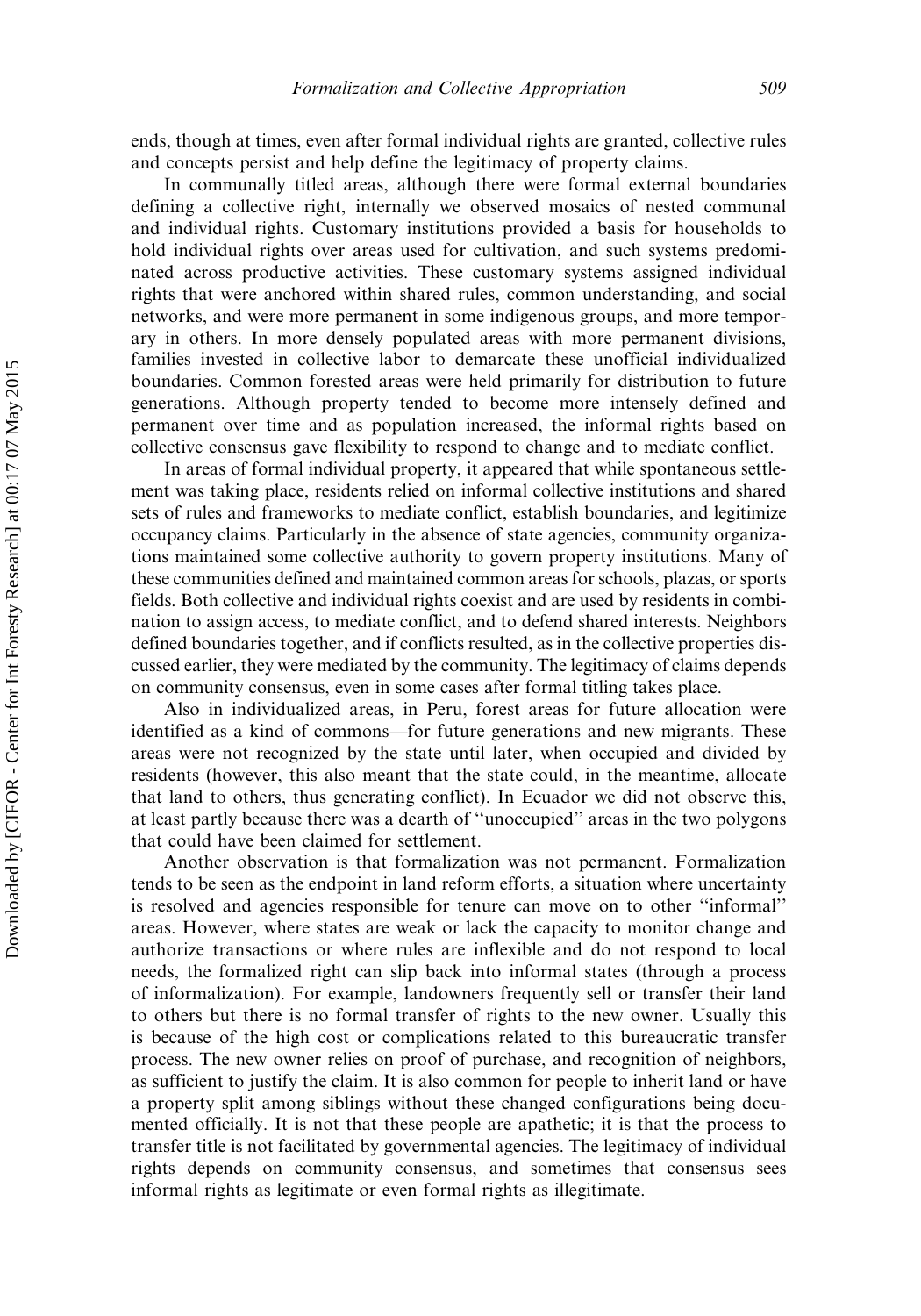ends, though at times, even after formal individual rights are granted, collective rules and concepts persist and help define the legitimacy of property claims.

In communally titled areas, although there were formal external boundaries defining a collective right, internally we observed mosaics of nested communal and individual rights. Customary institutions provided a basis for households to hold individual rights over areas used for cultivation, and such systems predominated across productive activities. These customary systems assigned individual rights that were anchored within shared rules, common understanding, and social networks, and were more permanent in some indigenous groups, and more temporary in others. In more densely populated areas with more permanent divisions, families invested in collective labor to demarcate these unofficial individualized boundaries. Common forested areas were held primarily for distribution to future generations. Although property tended to become more intensely defined and permanent over time and as population increased, the informal rights based on collective consensus gave flexibility to respond to change and to mediate conflict.

In areas of formal individual property, it appeared that while spontaneous settlement was taking place, residents relied on informal collective institutions and shared sets of rules and frameworks to mediate conflict, establish boundaries, and legitimize occupancy claims. Particularly in the absence of state agencies, community organizations maintained some collective authority to govern property institutions. Many of these communities defined and maintained common areas for schools, plazas, or sports fields. Both collective and individual rights coexist and are used by residents in combination to assign access, to mediate conflict, and to defend shared interests. Neighbors defined boundaries together, and if conflicts resulted, as in the collective properties discussed earlier, they were mediated by the community. The legitimacy of claims depends on community consensus, even in some cases after formal titling takes place.

Also in individualized areas, in Peru, forest areas for future allocation were identified as a kind of commons—for future generations and new migrants. These areas were not recognized by the state until later, when occupied and divided by residents (however, this also meant that the state could, in the meantime, allocate that land to others, thus generating conflict). In Ecuador we did not observe this, at least partly because there was a dearth of "unoccupied" areas in the two polygons that could have been claimed for settlement.

Another observation is that formalization was not permanent. Formalization tends to be seen as the endpoint in land reform efforts, a situation where uncertainty is resolved and agencies responsible for tenure can move on to other "informal" areas. However, where states are weak or lack the capacity to monitor change and authorize transactions or where rules are inflexible and do not respond to local needs, the formalized right can slip back into informal states (through a process of informalization). For example, landowners frequently sell or transfer their land to others but there is no formal transfer of rights to the new owner. Usually this is because of the high cost or complications related to this bureaucratic transfer process. The new owner relies on proof of purchase, and recognition of neighbors, as sufficient to justify the claim. It is also common for people to inherit land or have a property split among siblings without these changed configurations being documented officially. It is not that these people are apathetic; it is that the process to transfer title is not facilitated by governmental agencies. The legitimacy of individual rights depends on community consensus, and sometimes that consensus sees informal rights as legitimate or even formal rights as illegitimate.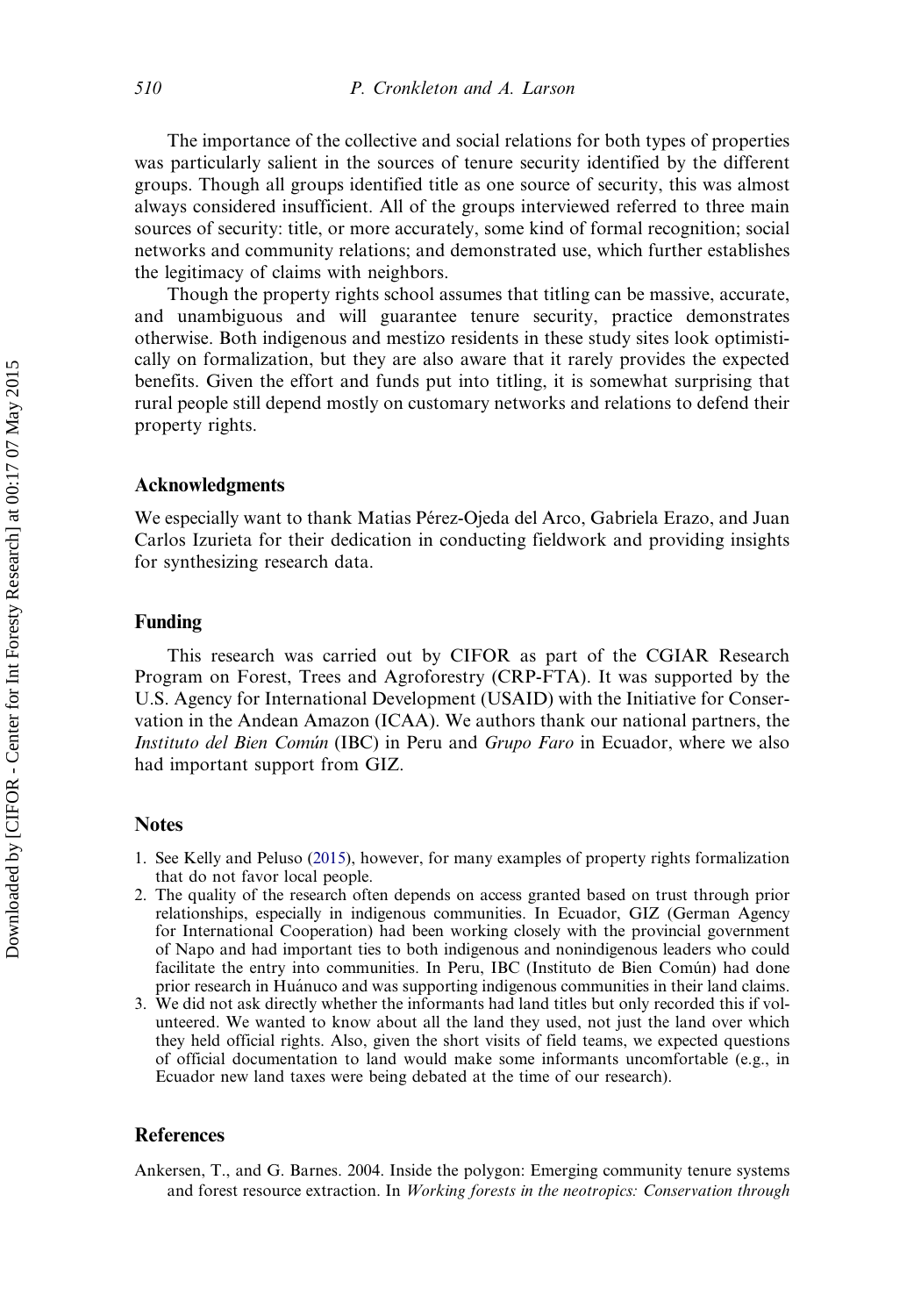The importance of the collective and social relations for both types of properties was particularly salient in the sources of tenure security identified by the different groups. Though all groups identified title as one source of security, this was almost always considered insufficient. All of the groups interviewed referred to three main sources of security: title, or more accurately, some kind of formal recognition; social networks and community relations; and demonstrated use, which further establishes the legitimacy of claims with neighbors.

Though the property rights school assumes that titling can be massive, accurate, and unambiguous and will guarantee tenure security, practice demonstrates otherwise. Both indigenous and mestizo residents in these study sites look optimistically on formalization, but they are also aware that it rarely provides the expected benefits. Given the effort and funds put into titling, it is somewhat surprising that rural people still depend mostly on customary networks and relations to defend their property rights.

## Acknowledgments

We especially want to thank Matias Pérez-Ojeda del Arco, Gabriela Erazo, and Juan Carlos Izurieta for their dedication in conducting fieldwork and providing insights for synthesizing research data.

## Funding

This research was carried out by CIFOR as part of the CGIAR Research Program on Forest, Trees and Agroforestry (CRP-FTA). It was supported by the U.S. Agency for International Development (USAID) with the Initiative for Conservation in the Andean Amazon (ICAA). We authors thank our national partners, the *Instituto del Bien Común* (IBC) in Peru and *Grupo Faro* in Ecuador, where we also had important support from GIZ.

## Notes

1. See Kelly and Peluso (2015), however, for many examples of property rights formalization that do not favor local people.
2. The quality of the research often depends on access granted based on trust through prior relationships, especially in indigenous communities. In Ecuador, GIZ (German Agency for International Cooperation) had been working closely with the provincial government of Napo and had important ties to both indigenous and nonindigenous leaders who could facilitate the entry into communities. In Peru, IBC (Instituto de Bien Común) had done prior research in Huánuco and was supporting indigenous communities in their land claims.
3. We did not ask directly whether the informants had land titles but only recorded this if volunteered. We wanted to know about all the land they used, not just the land over which they held official rights. Also, given the short visits of field teams, we expected questions of official documentation to land would make some informants uncomfortable (e.g., in Ecuador new land taxes were being debated at the time of our research).

## References

Ankersen, T., and G. Barnes. 2004. Inside the polygon: Emerging community tenure systems and forest resource extraction. In *Working forests in the neotropics: Conservation through*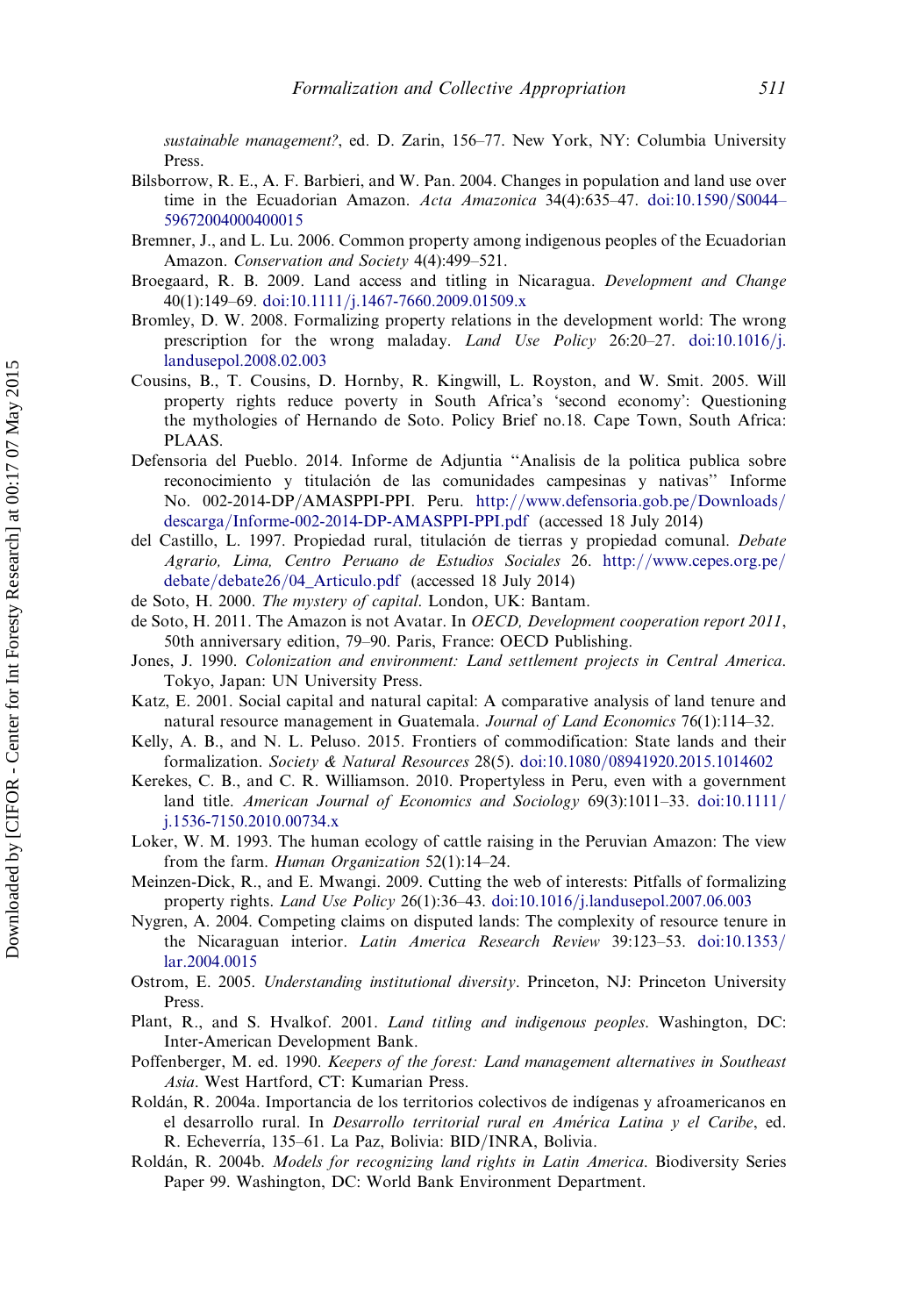*sustainable management?*, ed. D. Zarin, 156–77. New York, NY: Columbia University Press.

Bilsborrow, R. E., A. F. Barbieri, and W. Pan. 2004. Changes in population and land use over time in the Ecuadorian Amazon. *Acta Amazonica* 34(4):635–47. doi:10.1590/S0044–59672004000400015

Bremner, J., and L. Lu. 2006. Common property among indigenous peoples of the Ecuadorian Amazon. *Conservation and Society* 4(4):499–521.

Broegaard, R. B. 2009. Land access and titling in Nicaragua. *Development and Change* 40(1):149–69. doi:10.1111/j.1467-7660.2009.01509.x

Bromley, D. W. 2008. Formalizing property relations in the development world: The wrong prescription for the wrong maladay. *Land Use Policy* 26:20–27. doi:10.1016/j.landusepol.2008.02.003

Cousins, B., T. Cousins, D. Hornby, R. Kingwill, L. Royston, and W. Smit. 2005. Will property rights reduce poverty in South Africa's 'second economy': Questioning the mythologies of Hernando de Soto. Policy Brief no.18. Cape Town, South Africa: PLAAS.

Defensoria del Pueblo. 2014. Informe de Adjuntia ''Analisis de la politica publica sobre reconocimiento y titulación de las comunidades campesinas y nativas'' Informe No. 002-2014-DP/AMASPPI-PPI. Peru. http://www.defensoria.gob.pe/Downloads/descarga/Informe-002-2014-DP-AMASPPI-PPI.pdf (accessed 18 July 2014)

del Castillo, L. 1997. Propiedad rural, titulación de tierras y propiedad comunal. *Debate Agrario, Lima, Centro Peruano de Estudios Sociales* 26. http://www.cepes.org.pe/debate/debate26/04_Articulo.pdf (accessed 18 July 2014)

de Soto, H. 2000. *The mystery of capital*. London, UK: Bantam.

de Soto, H. 2011. The Amazon is not Avatar. In *OECD, Development cooperation report 2011*, 50th anniversary edition, 79–90. Paris, France: OECD Publishing.

Jones, J. 1990. *Colonization and environment: Land settlement projects in Central America*. Tokyo, Japan: UN University Press.

Katz, E. 2001. Social capital and natural capital: A comparative analysis of land tenure and natural resource management in Guatemala. *Journal of Land Economics* 76(1):114–32.

Kelly, A. B., and N. L. Peluso. 2015. Frontiers of commodification: State lands and their formalization. *Society & Natural Resources* 28(5). doi:10.1080/08941920.2015.1014602

Kerekes, C. B., and C. R. Williamson. 2010. Propertyless in Peru, even with a government land title. *American Journal of Economics and Sociology* 69(3):1011–33. doi:10.1111/j.1536-7150.2010.00734.x

Loker, W. M. 1993. The human ecology of cattle raising in the Peruvian Amazon: The view from the farm. *Human Organization* 52(1):14–24.

Meinzen-Dick, R., and E. Mwangi. 2009. Cutting the web of interests: Pitfalls of formalizing property rights. *Land Use Policy* 26(1):36–43. doi:10.1016/j.landusepol.2007.06.003

Nygren, A. 2004. Competing claims on disputed lands: The complexity of resource tenure in the Nicaraguan interior. *Latin America Research Review* 39:123–53. doi:10.1353/lar.2004.0015

Ostrom, E. 2005. *Understanding institutional diversity*. Princeton, NJ: Princeton University Press.

Plant, R., and S. Hvalkof. 2001. *Land titling and indigenous peoples*. Washington, DC: Inter-American Development Bank.

Poffenberger, M. ed. 1990. *Keepers of the forest: Land management alternatives in Southeast Asia*. West Hartford, CT: Kumarian Press.

Roldán, R. 2004a. Importancia de los territorios colectivos de indígenas y afroamericanos en el desarrollo rural. In *Desarrollo territorial rural en América Latina y el Caribe*, ed. R. Echeverría, 135–61. La Paz, Bolivia: BID/INRA, Bolivia.

Roldán, R. 2004b. *Models for recognizing land rights in Latin America*. Biodiversity Series Paper 99. Washington, DC: World Bank Environment Department.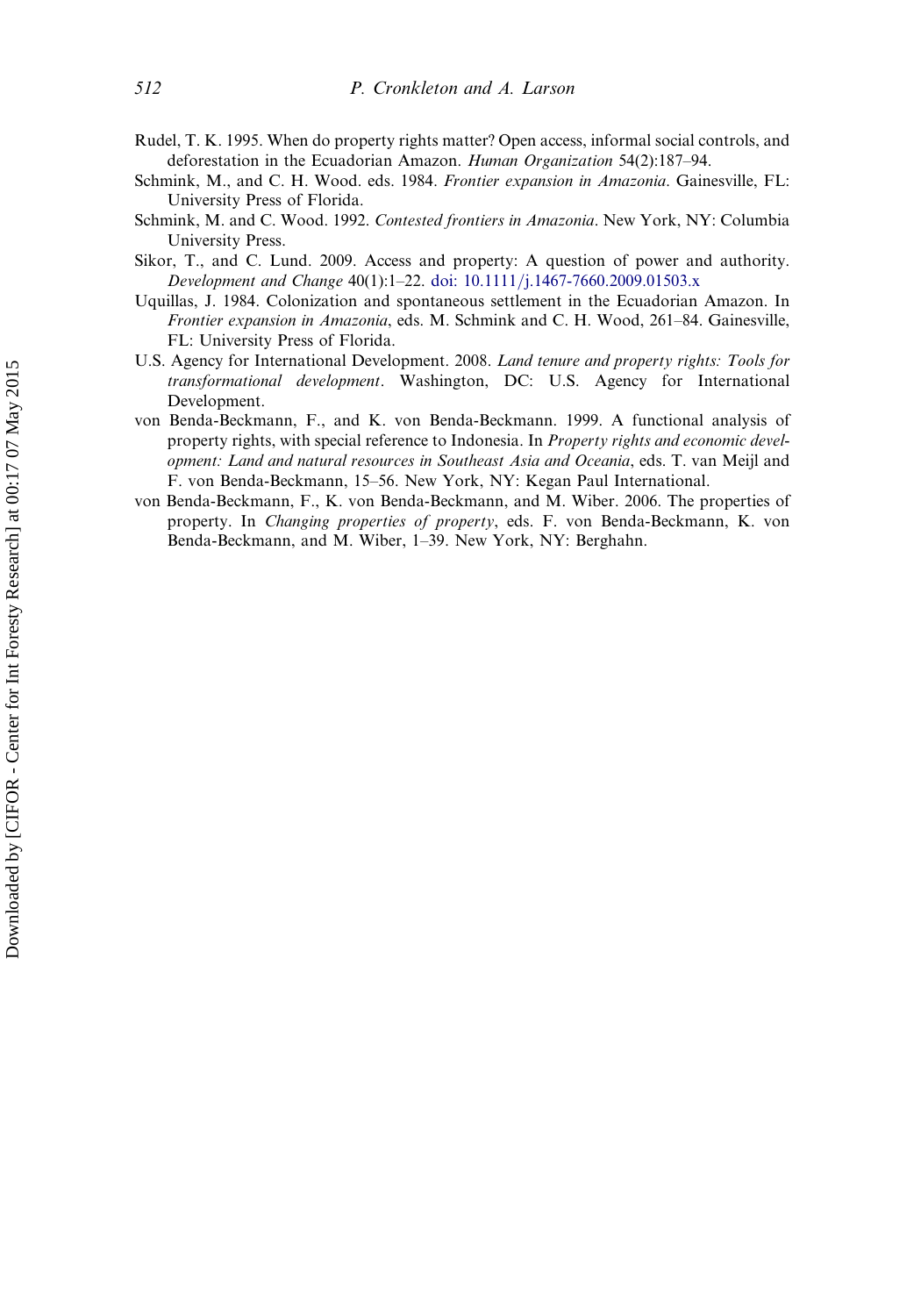Rudel, T. K. 1995. When do property rights matter? Open access, informal social controls, and deforestation in the Ecuadorian Amazon. *Human Organization* 54(2):187–94.

Schmink, M., and C. H. Wood. eds. 1984. *Frontier expansion in Amazonia*. Gainesville, FL: University Press of Florida.

Schmink, M. and C. Wood. 1992. *Contested frontiers in Amazonia*. New York, NY: Columbia University Press.

Sikor, T., and C. Lund. 2009. Access and property: A question of power and authority. *Development and Change* 40(1):1–22. doi: 10.1111/j.1467-7660.2009.01503.x

Uquillas, J. 1984. Colonization and spontaneous settlement in the Ecuadorian Amazon. In *Frontier expansion in Amazonia*, eds. M. Schmink and C. H. Wood, 261–84. Gainesville, FL: University Press of Florida.

U.S. Agency for International Development. 2008. *Land tenure and property rights: Tools for transformational development*. Washington, DC: U.S. Agency for International Development.

von Benda-Beckmann, F., and K. von Benda-Beckmann. 1999. A functional analysis of property rights, with special reference to Indonesia. In *Property rights and economic development: Land and natural resources in Southeast Asia and Oceania*, eds. T. van Meijl and F. von Benda-Beckmann, 15–56. New York, NY: Kegan Paul International.

von Benda-Beckmann, F., K. von Benda-Beckmann, and M. Wiber. 2006. The properties of property. In *Changing properties of property*, eds. F. von Benda-Beckmann, K. von Benda-Beckmann, and M. Wiber, 1–39. New York, NY: Berghahn.